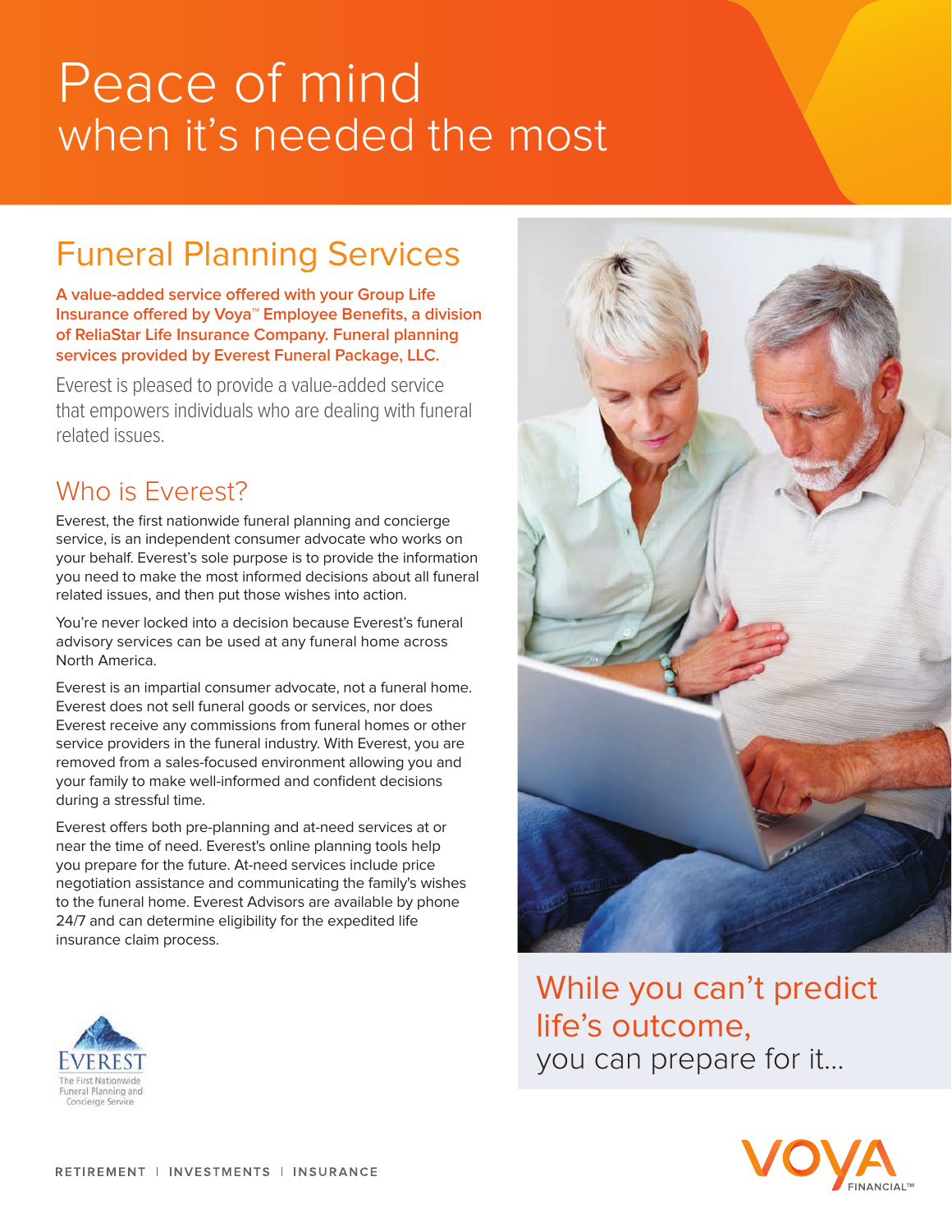# Peace of mind
when it's needed the most

## Funeral Planning Services

**A value-added service offered with your Group Life Insurance offered by Voya™ Employee Benefits, a division of ReliaStar Life Insurance Company. Funeral planning services provided by Everest Funeral Package, LLC.**

Everest is pleased to provide a value-added service that empowers individuals who are dealing with funeral related issues.

### Who is Everest?

Everest, the first nationwide funeral planning and concierge service, is an independent consumer advocate who works on your behalf. Everest's sole purpose is to provide the information you need to make the most informed decisions about all funeral related issues, and then put those wishes into action.

You're never locked into a decision because Everest's funeral advisory services can be used at any funeral home across North America.

Everest is an impartial consumer advocate, not a funeral home. Everest does not sell funeral goods or services, nor does Everest receive any commissions from funeral homes or other service providers in the funeral industry. With Everest, you are removed from a sales-focused environment allowing you and your family to make well-informed and confident decisions during a stressful time.

Everest offers both pre-planning and at-need services at or near the time of need. Everest's online planning tools help you prepare for the future. At-need services include price negotiation assistance and communicating the family's wishes to the funeral home. Everest Advisors are available by phone 24/7 and can determine eligibility for the expedited life insurance claim process.

While you can't predict life's outcome,
you can prepare for it...

EVEREST
The First Nationwide Funeral Planning and Concierge Service

RETIREMENT | INVESTMENTS | INSURANCE

VOYA FINANCIAL™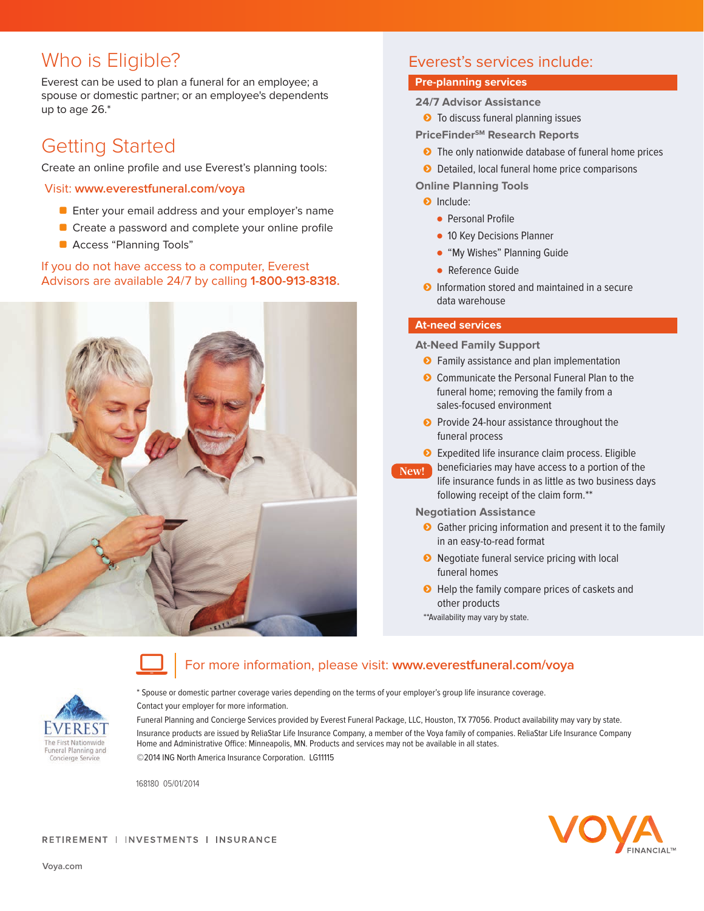## Who is Eligible?

Everest can be used to plan a funeral for an employee; a spouse or domestic partner; or an employee's dependents up to age 26.*

## Getting Started

Create an online profile and use Everest's planning tools:

Visit: **www.everestfuneral.com/voya**

- Enter your email address and your employer's name
- Create a password and complete your online profile
- Access "Planning Tools"

If you do not have access to a computer, Everest Advisors are available 24/7 by calling **1-800-913-8318.**

## Everest's services include:

### Pre-planning services

**24/7 Advisor Assistance**

- To discuss funeral planning issues

**PriceFinder℠ Research Reports**

- The only nationwide database of funeral home prices
- Detailed, local funeral home price comparisons

**Online Planning Tools**

- Include:
  - Personal Profile
  - 10 Key Decisions Planner
  - "My Wishes" Planning Guide
  - Reference Guide
- Information stored and maintained in a secure data warehouse

### At-need services

**At-Need Family Support**

- Family assistance and plan implementation
- Communicate the Personal Funeral Plan to the funeral home; removing the family from a sales-focused environment
- Provide 24-hour assistance throughout the funeral process
- **New!** Expedited life insurance claim process. Eligible beneficiaries may have access to a portion of the life insurance funds in as little as two business days following receipt of the claim form.**

**Negotiation Assistance**

- Gather pricing information and present it to the family in an easy-to-read format
- Negotiate funeral service pricing with local funeral homes
- Help the family compare prices of caskets and other products

**Availability may vary by state.

For more information, please visit: **www.everestfuneral.com/voya**

EVEREST
The First Nationwide Funeral Planning and Concierge Service

* Spouse or domestic partner coverage varies depending on the terms of your employer's group life insurance coverage. Contact your employer for more information.

Funeral Planning and Concierge Services provided by Everest Funeral Package, LLC, Houston, TX 77056. Product availability may vary by state.

Insurance products are issued by ReliaStar Life Insurance Company, a member of the Voya family of companies. ReliaStar Life Insurance Company Home and Administrative Office: Minneapolis, MN. Products and services may not be available in all states.

©2014 ING North America Insurance Corporation. LG11115

168180 05/01/2014

RETIREMENT | INVESTMENTS | INSURANCE

Voya.com

VOYA FINANCIAL™